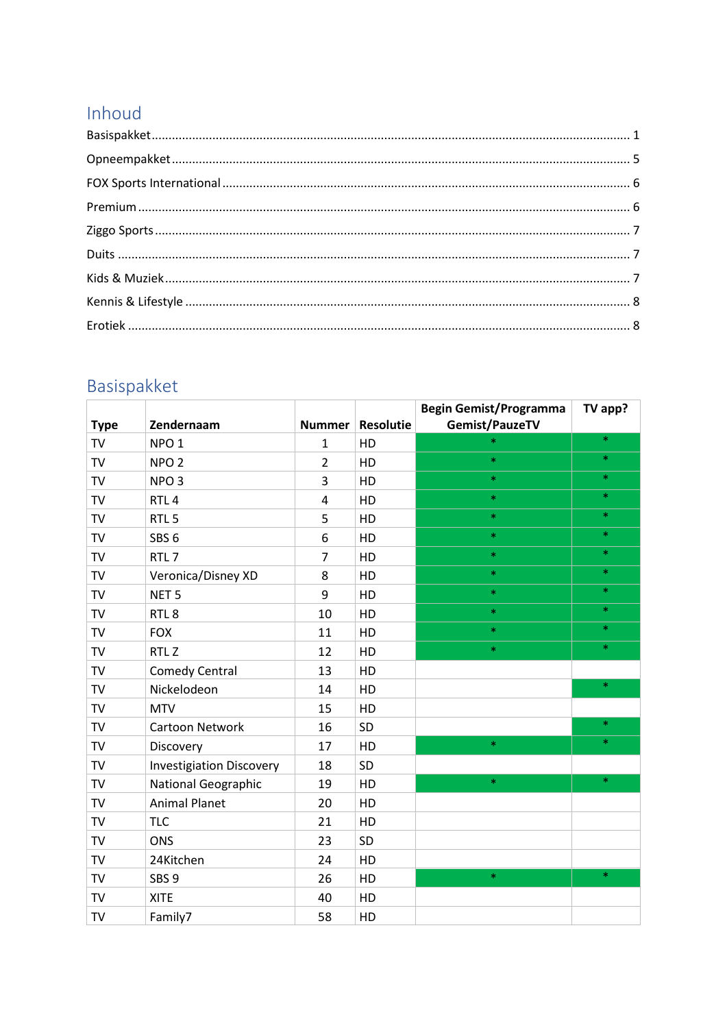## Inhoud

Basispakket ........................................................................................................................................ 1

Opneempakket .................................................................................................................................... 5

FOX Sports International ..................................................................................................................... 6

Premium .............................................................................................................................................. 6

Ziggo Sports ......................................................................................................................................... 7

Duits .................................................................................................................................................... 7

Kids & Muziek ...................................................................................................................................... 7

Kennis & Lifestyle ................................................................................................................................ 8

Erotiek ................................................................................................................................................. 8

## Basispakket

| Type | Zendernaam | Nummer | Resolutie | Begin Gemist/Programma Gemist/PauzeTV | TV app? |
|---|---|---|---|---|---|
| TV | NPO 1 | 1 | HD | * | * |
| TV | NPO 2 | 2 | HD | * | * |
| TV | NPO 3 | 3 | HD | * | * |
| TV | RTL 4 | 4 | HD | * | * |
| TV | RTL 5 | 5 | HD | * | * |
| TV | SBS 6 | 6 | HD | * | * |
| TV | RTL 7 | 7 | HD | * | * |
| TV | Veronica/Disney XD | 8 | HD | * | * |
| TV | NET 5 | 9 | HD | * | * |
| TV | RTL 8 | 10 | HD | * | * |
| TV | FOX | 11 | HD | * | * |
| TV | RTL Z | 12 | HD | * | * |
| TV | Comedy Central | 13 | HD | | |
| TV | Nickelodeon | 14 | HD | | * |
| TV | MTV | 15 | HD | | |
| TV | Cartoon Network | 16 | SD | | * |
| TV | Discovery | 17 | HD | * | * |
| TV | Investigiation Discovery | 18 | SD | | |
| TV | National Geographic | 19 | HD | * | * |
| TV | Animal Planet | 20 | HD | | |
| TV | TLC | 21 | HD | | |
| TV | ONS | 23 | SD | | |
| TV | 24Kitchen | 24 | HD | | |
| TV | SBS 9 | 26 | HD | * | * |
| TV | XITE | 40 | HD | | |
| TV | Family7 | 58 | HD | | |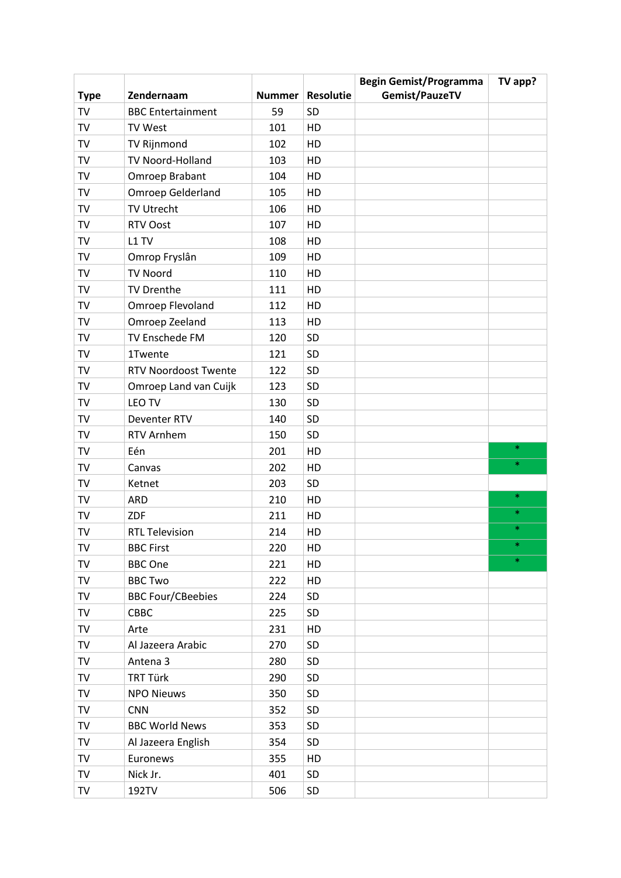| Type | Zendernaam | Nummer | Resolutie | Begin Gemist/Programma Gemist/PauzeTV | TV app? |
|---|---|---|---|---|---|
| TV | BBC Entertainment | 59 | SD | | |
| TV | TV West | 101 | HD | | |
| TV | TV Rijnmond | 102 | HD | | |
| TV | TV Noord-Holland | 103 | HD | | |
| TV | Omroep Brabant | 104 | HD | | |
| TV | Omroep Gelderland | 105 | HD | | |
| TV | TV Utrecht | 106 | HD | | |
| TV | RTV Oost | 107 | HD | | |
| TV | L1 TV | 108 | HD | | |
| TV | Omrop Fryslân | 109 | HD | | |
| TV | TV Noord | 110 | HD | | |
| TV | TV Drenthe | 111 | HD | | |
| TV | Omroep Flevoland | 112 | HD | | |
| TV | Omroep Zeeland | 113 | HD | | |
| TV | TV Enschede FM | 120 | SD | | |
| TV | 1Twente | 121 | SD | | |
| TV | RTV Noordoost Twente | 122 | SD | | |
| TV | Omroep Land van Cuijk | 123 | SD | | |
| TV | LEO TV | 130 | SD | | |
| TV | Deventer RTV | 140 | SD | | |
| TV | RTV Arnhem | 150 | SD | | |
| TV | Eén | 201 | HD | | * |
| TV | Canvas | 202 | HD | | * |
| TV | Ketnet | 203 | SD | | |
| TV | ARD | 210 | HD | | * |
| TV | ZDF | 211 | HD | | * |
| TV | RTL Television | 214 | HD | | * |
| TV | BBC First | 220 | HD | | * |
| TV | BBC One | 221 | HD | | * |
| TV | BBC Two | 222 | HD | | |
| TV | BBC Four/CBeebies | 224 | SD | | |
| TV | CBBC | 225 | SD | | |
| TV | Arte | 231 | HD | | |
| TV | Al Jazeera Arabic | 270 | SD | | |
| TV | Antena 3 | 280 | SD | | |
| TV | TRT Türk | 290 | SD | | |
| TV | NPO Nieuws | 350 | SD | | |
| TV | CNN | 352 | SD | | |
| TV | BBC World News | 353 | SD | | |
| TV | Al Jazeera English | 354 | SD | | |
| TV | Euronews | 355 | HD | | |
| TV | Nick Jr. | 401 | SD | | |
| TV | 192TV | 506 | SD | | |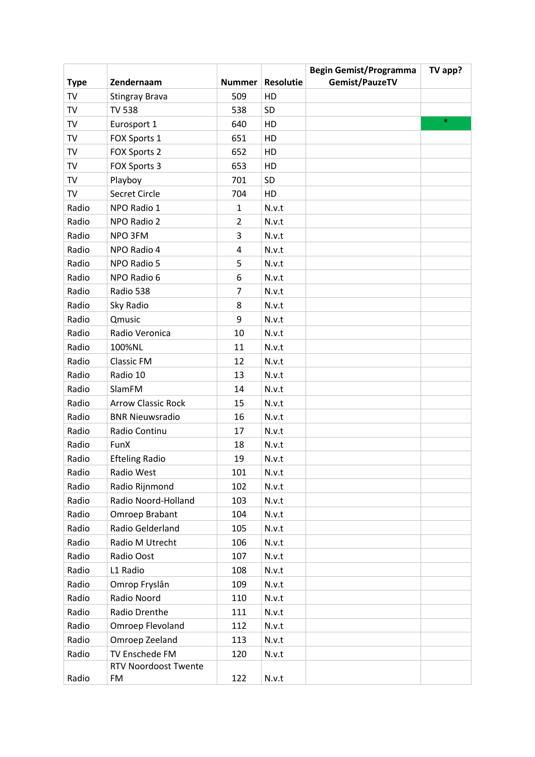| Type | Zendernaam | Nummer | Resolutie | Begin Gemist/Programma Gemist/PauzeTV | TV app? |
|---|---|---|---|---|---|
| TV | Stingray Brava | 509 | HD | | |
| TV | TV 538 | 538 | SD | | |
| TV | Eurosport 1 | 640 | HD | | * |
| TV | FOX Sports 1 | 651 | HD | | |
| TV | FOX Sports 2 | 652 | HD | | |
| TV | FOX Sports 3 | 653 | HD | | |
| TV | Playboy | 701 | SD | | |
| TV | Secret Circle | 704 | HD | | |
| Radio | NPO Radio 1 | 1 | N.v.t | | |
| Radio | NPO Radio 2 | 2 | N.v.t | | |
| Radio | NPO 3FM | 3 | N.v.t | | |
| Radio | NPO Radio 4 | 4 | N.v.t | | |
| Radio | NPO Radio 5 | 5 | N.v.t | | |
| Radio | NPO Radio 6 | 6 | N.v.t | | |
| Radio | Radio 538 | 7 | N.v.t | | |
| Radio | Sky Radio | 8 | N.v.t | | |
| Radio | Qmusic | 9 | N.v.t | | |
| Radio | Radio Veronica | 10 | N.v.t | | |
| Radio | 100%NL | 11 | N.v.t | | |
| Radio | Classic FM | 12 | N.v.t | | |
| Radio | Radio 10 | 13 | N.v.t | | |
| Radio | SlamFM | 14 | N.v.t | | |
| Radio | Arrow Classic Rock | 15 | N.v.t | | |
| Radio | BNR Nieuwsradio | 16 | N.v.t | | |
| Radio | Radio Continu | 17 | N.v.t | | |
| Radio | FunX | 18 | N.v.t | | |
| Radio | Efteling Radio | 19 | N.v.t | | |
| Radio | Radio West | 101 | N.v.t | | |
| Radio | Radio Rijnmond | 102 | N.v.t | | |
| Radio | Radio Noord-Holland | 103 | N.v.t | | |
| Radio | Omroep Brabant | 104 | N.v.t | | |
| Radio | Radio Gelderland | 105 | N.v.t | | |
| Radio | Radio M Utrecht | 106 | N.v.t | | |
| Radio | Radio Oost | 107 | N.v.t | | |
| Radio | L1 Radio | 108 | N.v.t | | |
| Radio | Omrop Fryslân | 109 | N.v.t | | |
| Radio | Radio Noord | 110 | N.v.t | | |
| Radio | Radio Drenthe | 111 | N.v.t | | |
| Radio | Omroep Flevoland | 112 | N.v.t | | |
| Radio | Omroep Zeeland | 113 | N.v.t | | |
| Radio | TV Enschede FM | 120 | N.v.t | | |
| Radio | RTV Noordoost Twente FM | 122 | N.v.t | | |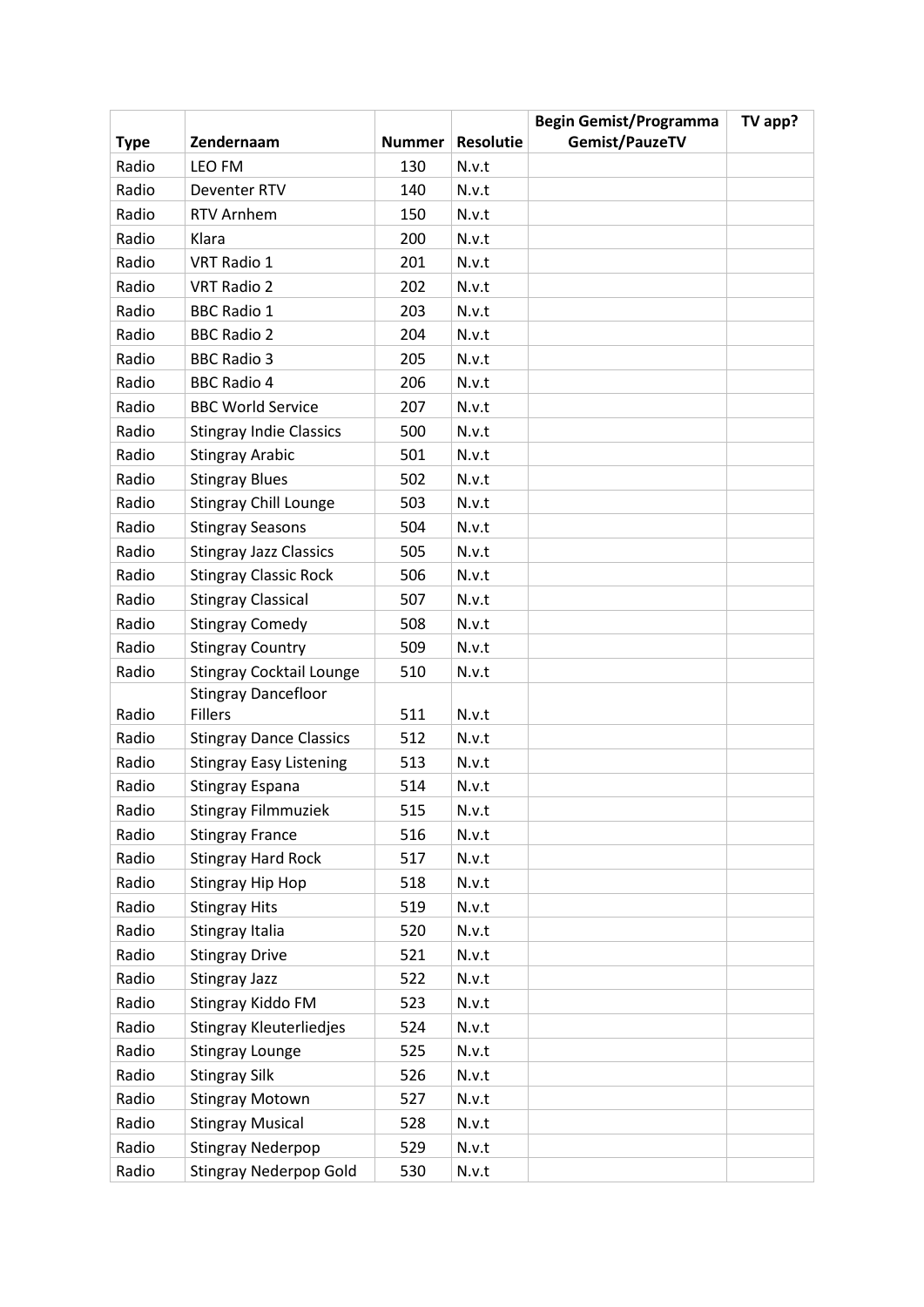| Type | Zendernaam | Nummer | Resolutie | Begin Gemist/Programma Gemist/PauzeTV | TV app? |
|---|---|---|---|---|---|
| Radio | LEO FM | 130 | N.v.t | | |
| Radio | Deventer RTV | 140 | N.v.t | | |
| Radio | RTV Arnhem | 150 | N.v.t | | |
| Radio | Klara | 200 | N.v.t | | |
| Radio | VRT Radio 1 | 201 | N.v.t | | |
| Radio | VRT Radio 2 | 202 | N.v.t | | |
| Radio | BBC Radio 1 | 203 | N.v.t | | |
| Radio | BBC Radio 2 | 204 | N.v.t | | |
| Radio | BBC Radio 3 | 205 | N.v.t | | |
| Radio | BBC Radio 4 | 206 | N.v.t | | |
| Radio | BBC World Service | 207 | N.v.t | | |
| Radio | Stingray Indie Classics | 500 | N.v.t | | |
| Radio | Stingray Arabic | 501 | N.v.t | | |
| Radio | Stingray Blues | 502 | N.v.t | | |
| Radio | Stingray Chill Lounge | 503 | N.v.t | | |
| Radio | Stingray Seasons | 504 | N.v.t | | |
| Radio | Stingray Jazz Classics | 505 | N.v.t | | |
| Radio | Stingray Classic Rock | 506 | N.v.t | | |
| Radio | Stingray Classical | 507 | N.v.t | | |
| Radio | Stingray Comedy | 508 | N.v.t | | |
| Radio | Stingray Country | 509 | N.v.t | | |
| Radio | Stingray Cocktail Lounge | 510 | N.v.t | | |
| Radio | Stingray Dancefloor Fillers | 511 | N.v.t | | |
| Radio | Stingray Dance Classics | 512 | N.v.t | | |
| Radio | Stingray Easy Listening | 513 | N.v.t | | |
| Radio | Stingray Espana | 514 | N.v.t | | |
| Radio | Stingray Filmmuziek | 515 | N.v.t | | |
| Radio | Stingray France | 516 | N.v.t | | |
| Radio | Stingray Hard Rock | 517 | N.v.t | | |
| Radio | Stingray Hip Hop | 518 | N.v.t | | |
| Radio | Stingray Hits | 519 | N.v.t | | |
| Radio | Stingray Italia | 520 | N.v.t | | |
| Radio | Stingray Drive | 521 | N.v.t | | |
| Radio | Stingray Jazz | 522 | N.v.t | | |
| Radio | Stingray Kiddo FM | 523 | N.v.t | | |
| Radio | Stingray Kleuterliedjes | 524 | N.v.t | | |
| Radio | Stingray Lounge | 525 | N.v.t | | |
| Radio | Stingray Silk | 526 | N.v.t | | |
| Radio | Stingray Motown | 527 | N.v.t | | |
| Radio | Stingray Musical | 528 | N.v.t | | |
| Radio | Stingray Nederpop | 529 | N.v.t | | |
| Radio | Stingray Nederpop Gold | 530 | N.v.t | | |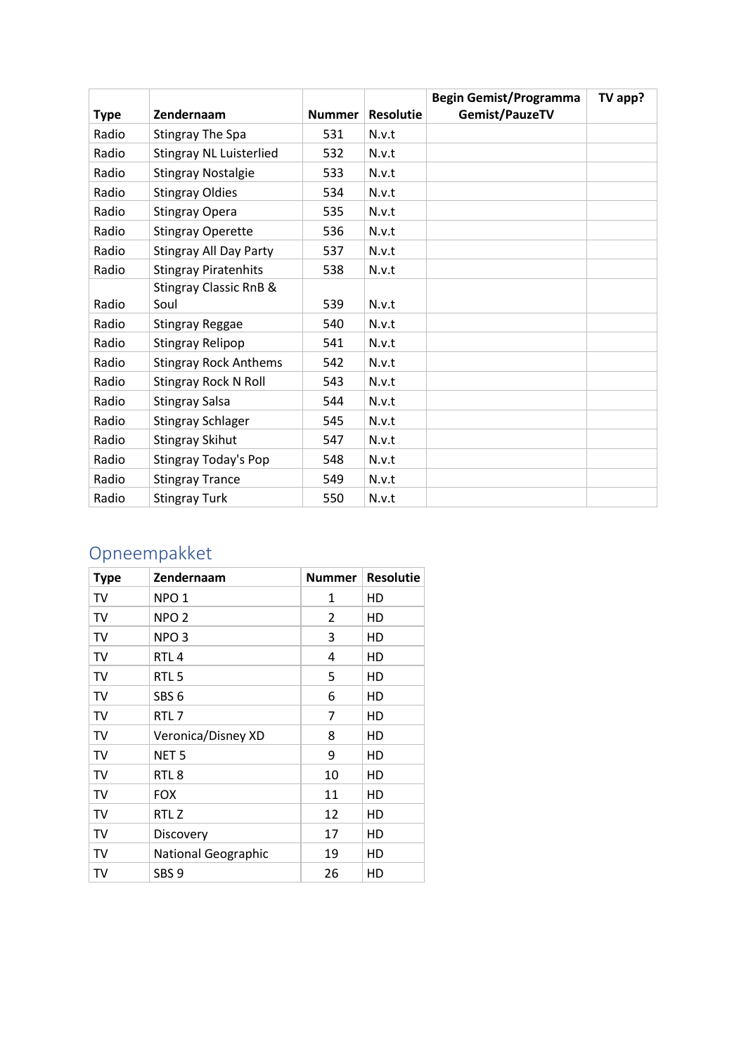| Type | Zendernaam | Nummer | Resolutie | Begin Gemist/Programma Gemist/PauzeTV | TV app? |
|---|---|---|---|---|---|
| Radio | Stingray The Spa | 531 | N.v.t | | |
| Radio | Stingray NL Luisterlied | 532 | N.v.t | | |
| Radio | Stingray Nostalgie | 533 | N.v.t | | |
| Radio | Stingray Oldies | 534 | N.v.t | | |
| Radio | Stingray Opera | 535 | N.v.t | | |
| Radio | Stingray Operette | 536 | N.v.t | | |
| Radio | Stingray All Day Party | 537 | N.v.t | | |
| Radio | Stingray Piratenhits | 538 | N.v.t | | |
| Radio | Stingray Classic RnB & Soul | 539 | N.v.t | | |
| Radio | Stingray Reggae | 540 | N.v.t | | |
| Radio | Stingray Relipop | 541 | N.v.t | | |
| Radio | Stingray Rock Anthems | 542 | N.v.t | | |
| Radio | Stingray Rock N Roll | 543 | N.v.t | | |
| Radio | Stingray Salsa | 544 | N.v.t | | |
| Radio | Stingray Schlager | 545 | N.v.t | | |
| Radio | Stingray Skihut | 547 | N.v.t | | |
| Radio | Stingray Today's Pop | 548 | N.v.t | | |
| Radio | Stingray Trance | 549 | N.v.t | | |
| Radio | Stingray Turk | 550 | N.v.t | | |

## Opneempakket

| Type | Zendernaam | Nummer | Resolutie |
|---|---|---|---|
| TV | NPO 1 | 1 | HD |
| TV | NPO 2 | 2 | HD |
| TV | NPO 3 | 3 | HD |
| TV | RTL 4 | 4 | HD |
| TV | RTL 5 | 5 | HD |
| TV | SBS 6 | 6 | HD |
| TV | RTL 7 | 7 | HD |
| TV | Veronica/Disney XD | 8 | HD |
| TV | NET 5 | 9 | HD |
| TV | RTL 8 | 10 | HD |
| TV | FOX | 11 | HD |
| TV | RTL Z | 12 | HD |
| TV | Discovery | 17 | HD |
| TV | National Geographic | 19 | HD |
| TV | SBS 9 | 26 | HD |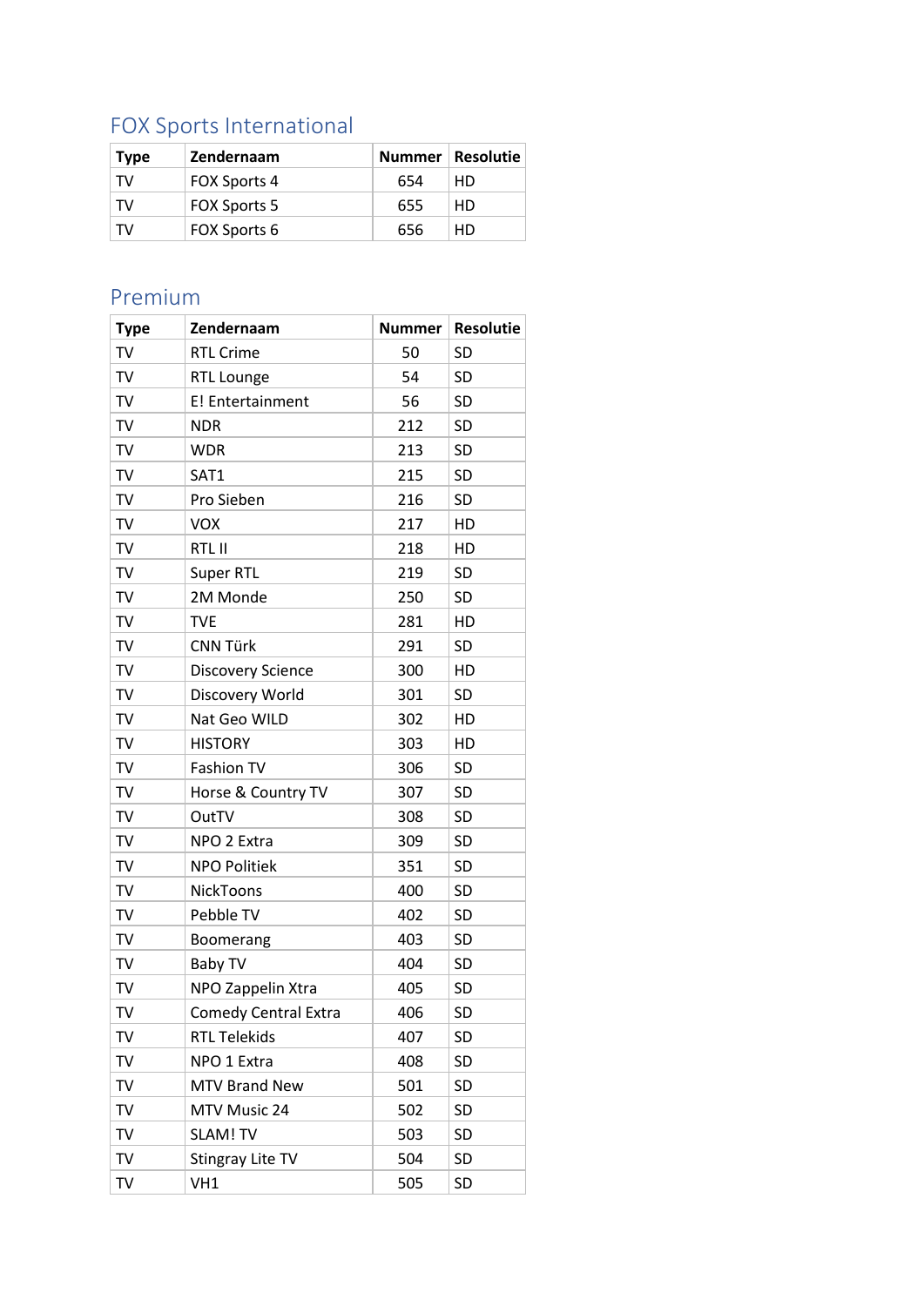## FOX Sports International

| Type | Zendernaam | Nummer | Resolutie |
|---|---|---|---|
| TV | FOX Sports 4 | 654 | HD |
| TV | FOX Sports 5 | 655 | HD |
| TV | FOX Sports 6 | 656 | HD |

## Premium

| Type | Zendernaam | Nummer | Resolutie |
|---|---|---|---|
| TV | RTL Crime | 50 | SD |
| TV | RTL Lounge | 54 | SD |
| TV | E! Entertainment | 56 | SD |
| TV | NDR | 212 | SD |
| TV | WDR | 213 | SD |
| TV | SAT1 | 215 | SD |
| TV | Pro Sieben | 216 | SD |
| TV | VOX | 217 | HD |
| TV | RTL II | 218 | HD |
| TV | Super RTL | 219 | SD |
| TV | 2M Monde | 250 | SD |
| TV | TVE | 281 | HD |
| TV | CNN Türk | 291 | SD |
| TV | Discovery Science | 300 | HD |
| TV | Discovery World | 301 | SD |
| TV | Nat Geo WILD | 302 | HD |
| TV | HISTORY | 303 | HD |
| TV | Fashion TV | 306 | SD |
| TV | Horse & Country TV | 307 | SD |
| TV | OutTV | 308 | SD |
| TV | NPO 2 Extra | 309 | SD |
| TV | NPO Politiek | 351 | SD |
| TV | NickToons | 400 | SD |
| TV | Pebble TV | 402 | SD |
| TV | Boomerang | 403 | SD |
| TV | Baby TV | 404 | SD |
| TV | NPO Zappelin Xtra | 405 | SD |
| TV | Comedy Central Extra | 406 | SD |
| TV | RTL Telekids | 407 | SD |
| TV | NPO 1 Extra | 408 | SD |
| TV | MTV Brand New | 501 | SD |
| TV | MTV Music 24 | 502 | SD |
| TV | SLAM! TV | 503 | SD |
| TV | Stingray Lite TV | 504 | SD |
| TV | VH1 | 505 | SD |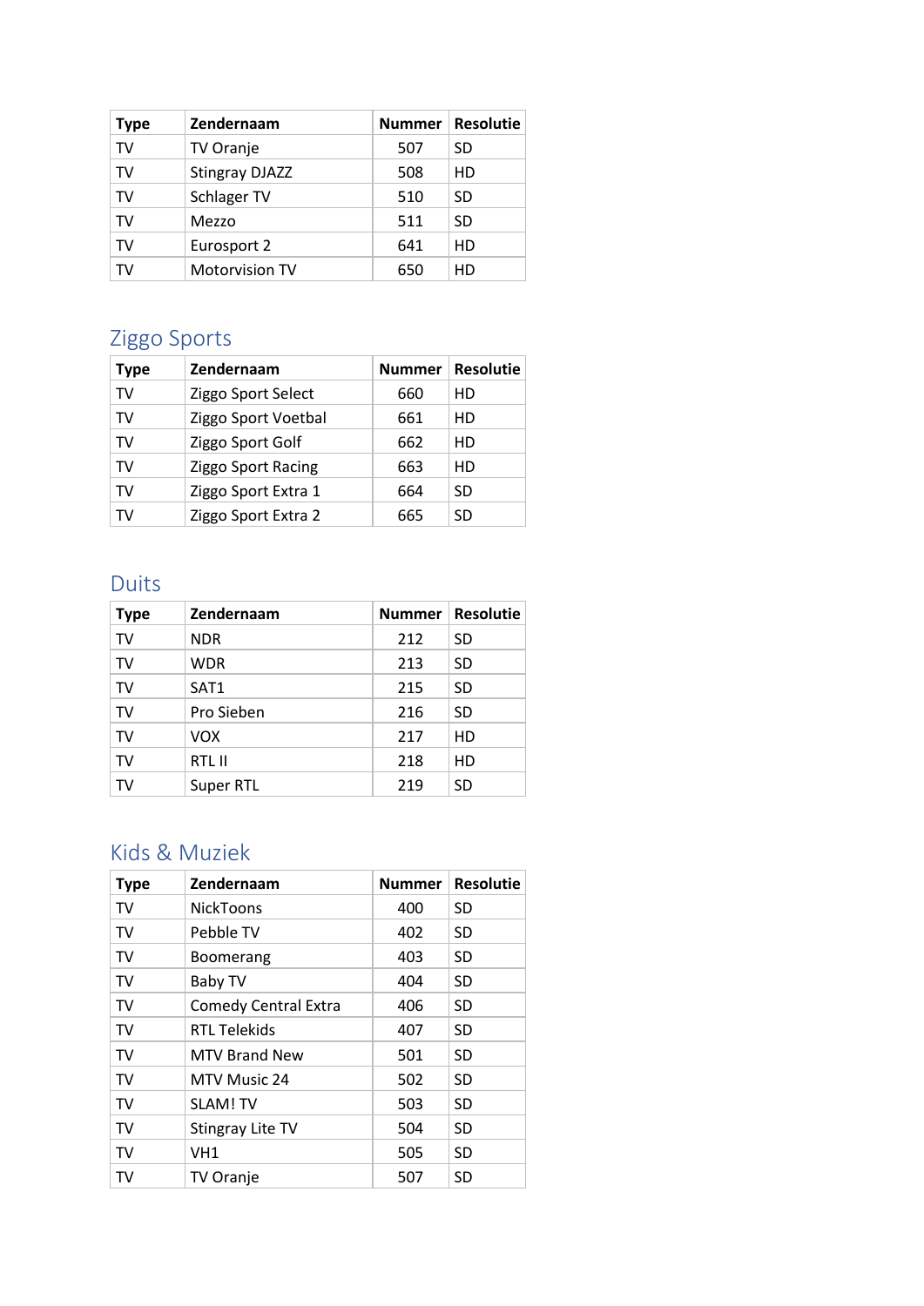| Type | Zendernaam | Nummer | Resolutie |
|---|---|---|---|
| TV | TV Oranje | 507 | SD |
| TV | Stingray DJAZZ | 508 | HD |
| TV | Schlager TV | 510 | SD |
| TV | Mezzo | 511 | SD |
| TV | Eurosport 2 | 641 | HD |
| TV | Motorvision TV | 650 | HD |

## Ziggo Sports

| Type | Zendernaam | Nummer | Resolutie |
|---|---|---|---|
| TV | Ziggo Sport Select | 660 | HD |
| TV | Ziggo Sport Voetbal | 661 | HD |
| TV | Ziggo Sport Golf | 662 | HD |
| TV | Ziggo Sport Racing | 663 | HD |
| TV | Ziggo Sport Extra 1 | 664 | SD |
| TV | Ziggo Sport Extra 2 | 665 | SD |

## Duits

| Type | Zendernaam | Nummer | Resolutie |
|---|---|---|---|
| TV | NDR | 212 | SD |
| TV | WDR | 213 | SD |
| TV | SAT1 | 215 | SD |
| TV | Pro Sieben | 216 | SD |
| TV | VOX | 217 | HD |
| TV | RTL II | 218 | HD |
| TV | Super RTL | 219 | SD |

## Kids & Muziek

| Type | Zendernaam | Nummer | Resolutie |
|---|---|---|---|
| TV | NickToons | 400 | SD |
| TV | Pebble TV | 402 | SD |
| TV | Boomerang | 403 | SD |
| TV | Baby TV | 404 | SD |
| TV | Comedy Central Extra | 406 | SD |
| TV | RTL Telekids | 407 | SD |
| TV | MTV Brand New | 501 | SD |
| TV | MTV Music 24 | 502 | SD |
| TV | SLAM! TV | 503 | SD |
| TV | Stingray Lite TV | 504 | SD |
| TV | VH1 | 505 | SD |
| TV | TV Oranje | 507 | SD |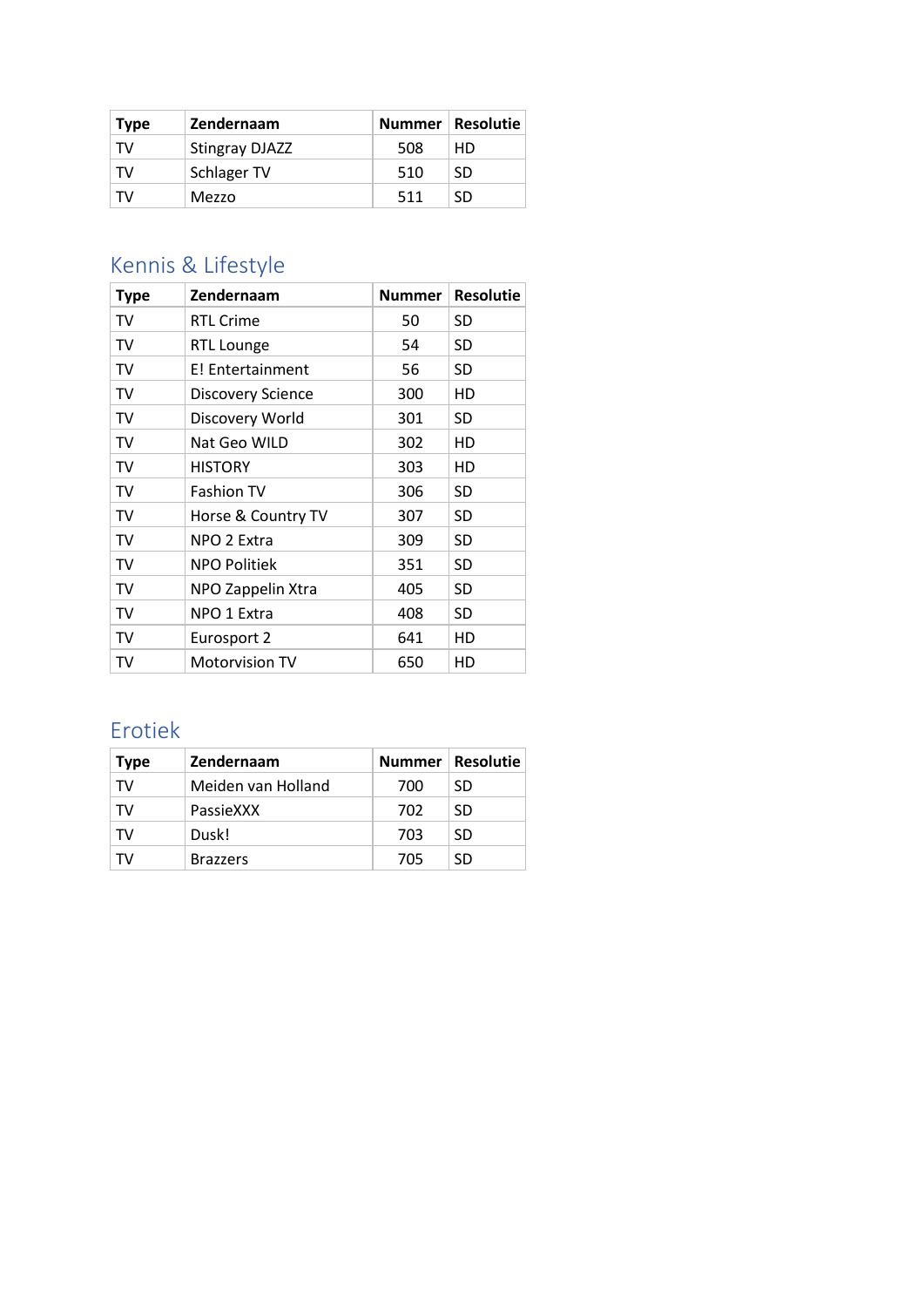| Type | Zendernaam | Nummer | Resolutie |
|---|---|---|---|
| TV | Stingray DJAZZ | 508 | HD |
| TV | Schlager TV | 510 | SD |
| TV | Mezzo | 511 | SD |

## Kennis & Lifestyle

| Type | Zendernaam | Nummer | Resolutie |
|---|---|---|---|
| TV | RTL Crime | 50 | SD |
| TV | RTL Lounge | 54 | SD |
| TV | E! Entertainment | 56 | SD |
| TV | Discovery Science | 300 | HD |
| TV | Discovery World | 301 | SD |
| TV | Nat Geo WILD | 302 | HD |
| TV | HISTORY | 303 | HD |
| TV | Fashion TV | 306 | SD |
| TV | Horse & Country TV | 307 | SD |
| TV | NPO 2 Extra | 309 | SD |
| TV | NPO Politiek | 351 | SD |
| TV | NPO Zappelin Xtra | 405 | SD |
| TV | NPO 1 Extra | 408 | SD |
| TV | Eurosport 2 | 641 | HD |
| TV | Motorvision TV | 650 | HD |

## Erotiek

| Type | Zendernaam | Nummer | Resolutie |
|---|---|---|---|
| TV | Meiden van Holland | 700 | SD |
| TV | PassieXXX | 702 | SD |
| TV | Dusk! | 703 | SD |
| TV | Brazzers | 705 | SD |